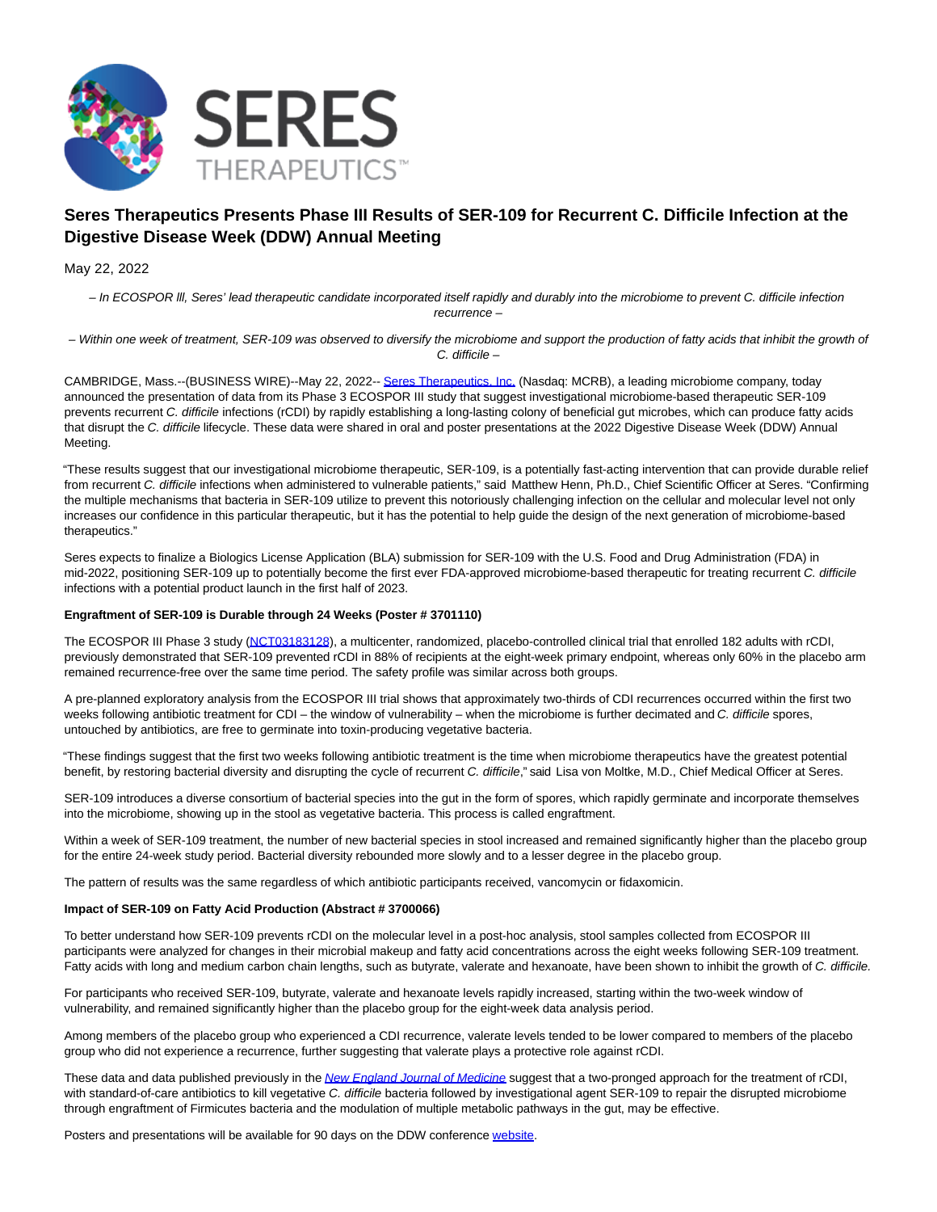# Seres Therapeutics Presents Phase III Results of SER-109 for Recurrent C. Difficile Infection at the Digestive Disease Week (DDW) Annual Meeting

May 22, 2022

*– In ECOSPOR lll, Seres' lead therapeutic candidate incorporated itself rapidly and durably into the microbiome to prevent C. difficile infection recurrence –*

*– Within one week of treatment, SER-109 was observed to diversify the microbiome and support the production of fatty acids that inhibit the growth of C. difficile –*

CAMBRIDGE, Mass.--(BUSINESS WIRE)--May 22, 2022-- Seres Therapeutics, Inc. (Nasdaq: MCRB), a leading microbiome company, today announced the presentation of data from its Phase 3 ECOSPOR III study that suggest investigational microbiome-based therapeutic SER-109 prevents recurrent *C. difficile* infections (rCDI) by rapidly establishing a long-lasting colony of beneficial gut microbes, which can produce fatty acids that disrupt the *C. difficile* lifecycle. These data were shared in oral and poster presentations at the 2022 Digestive Disease Week (DDW) Annual Meeting.

"These results suggest that our investigational microbiome therapeutic, SER-109, is a potentially fast-acting intervention that can provide durable relief from recurrent *C. difficile* infections when administered to vulnerable patients," said Matthew Henn, Ph.D., Chief Scientific Officer at Seres. "Confirming the multiple mechanisms that bacteria in SER-109 utilize to prevent this notoriously challenging infection on the cellular and molecular level not only increases our confidence in this particular therapeutic, but it has the potential to help guide the design of the next generation of microbiome-based therapeutics."

Seres expects to finalize a Biologics License Application (BLA) submission for SER-109 with the U.S. Food and Drug Administration (FDA) in mid-2022, positioning SER-109 up to potentially become the first ever FDA-approved microbiome-based therapeutic for treating recurrent *C. difficile* infections with a potential product launch in the first half of 2023.

**Engraftment of SER-109 is Durable through 24 Weeks (Poster # 3701110)**

The ECOSPOR III Phase 3 study (NCT03183128), a multicenter, randomized, placebo-controlled clinical trial that enrolled 182 adults with rCDI, previously demonstrated that SER-109 prevented rCDI in 88% of recipients at the eight-week primary endpoint, whereas only 60% in the placebo arm remained recurrence-free over the same time period. The safety profile was similar across both groups.

A pre-planned exploratory analysis from the ECOSPOR III trial shows that approximately two-thirds of CDI recurrences occurred within the first two weeks following antibiotic treatment for CDI – the window of vulnerability – when the microbiome is further decimated and *C. difficile* spores, untouched by antibiotics, are free to germinate into toxin-producing vegetative bacteria.

"These findings suggest that the first two weeks following antibiotic treatment is the time when microbiome therapeutics have the greatest potential benefit, by restoring bacterial diversity and disrupting the cycle of recurrent *C. difficile*," said Lisa von Moltke, M.D., Chief Medical Officer at Seres.

SER-109 introduces a diverse consortium of bacterial species into the gut in the form of spores, which rapidly germinate and incorporate themselves into the microbiome, showing up in the stool as vegetative bacteria. This process is called engraftment.

Within a week of SER-109 treatment, the number of new bacterial species in stool increased and remained significantly higher than the placebo group for the entire 24-week study period. Bacterial diversity rebounded more slowly and to a lesser degree in the placebo group.

The pattern of results was the same regardless of which antibiotic participants received, vancomycin or fidaxomicin.

**Impact of SER-109 on Fatty Acid Production (Abstract # 3700066)**

To better understand how SER-109 prevents rCDI on the molecular level in a post-hoc analysis, stool samples collected from ECOSPOR III participants were analyzed for changes in their microbial makeup and fatty acid concentrations across the eight weeks following SER-109 treatment. Fatty acids with long and medium carbon chain lengths, such as butyrate, valerate and hexanoate, have been shown to inhibit the growth of *C. difficile.*

For participants who received SER-109, butyrate, valerate and hexanoate levels rapidly increased, starting within the two-week window of vulnerability, and remained significantly higher than the placebo group for the eight-week data analysis period.

Among members of the placebo group who experienced a CDI recurrence, valerate levels tended to be lower compared to members of the placebo group who did not experience a recurrence, further suggesting that valerate plays a protective role against rCDI.

These data and data published previously in the *New England Journal of Medicine* suggest that a two-pronged approach for the treatment of rCDI, with standard-of-care antibiotics to kill vegetative *C. difficile* bacteria followed by investigational agent SER-109 to repair the disrupted microbiome through engraftment of Firmicutes bacteria and the modulation of multiple metabolic pathways in the gut, may be effective.

Posters and presentations will be available for 90 days on the DDW conference website.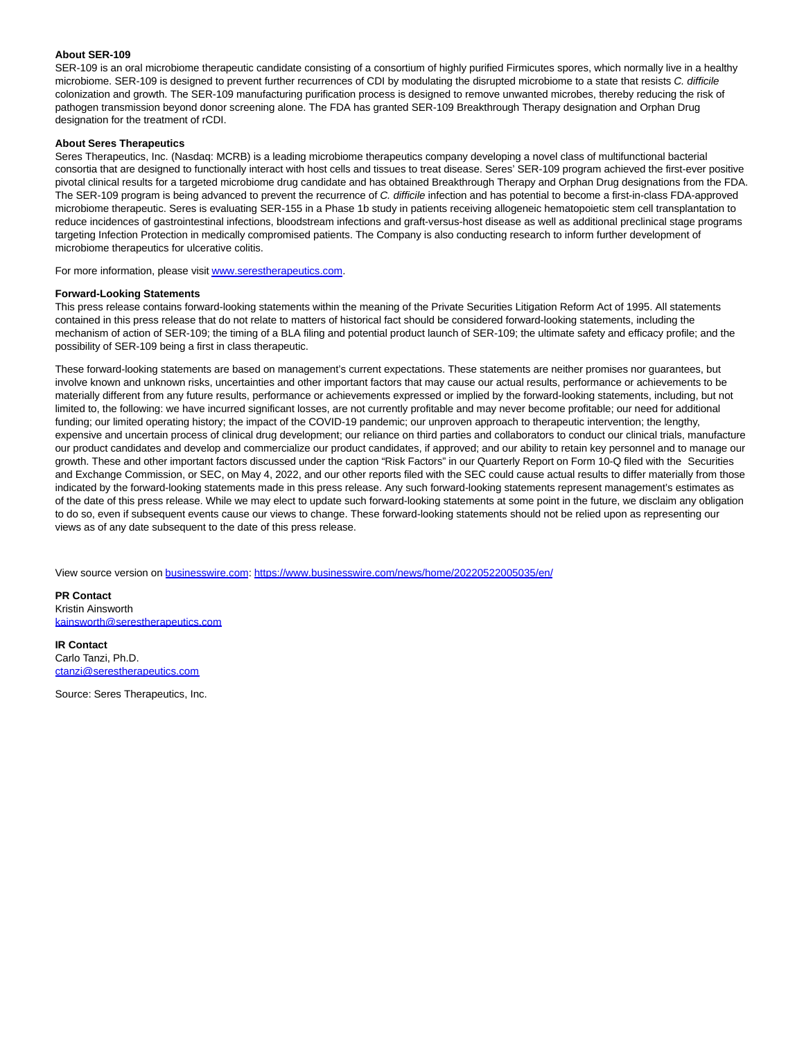**About SER-109**

SER-109 is an oral microbiome therapeutic candidate consisting of a consortium of highly purified Firmicutes spores, which normally live in a healthy microbiome. SER-109 is designed to prevent further recurrences of CDI by modulating the disrupted microbiome to a state that resists *C. difficile* colonization and growth. The SER-109 manufacturing purification process is designed to remove unwanted microbes, thereby reducing the risk of pathogen transmission beyond donor screening alone. The FDA has granted SER-109 Breakthrough Therapy designation and Orphan Drug designation for the treatment of rCDI.

**About Seres Therapeutics**

Seres Therapeutics, Inc. (Nasdaq: MCRB) is a leading microbiome therapeutics company developing a novel class of multifunctional bacterial consortia that are designed to functionally interact with host cells and tissues to treat disease. Seres' SER-109 program achieved the first-ever positive pivotal clinical results for a targeted microbiome drug candidate and has obtained Breakthrough Therapy and Orphan Drug designations from the FDA. The SER-109 program is being advanced to prevent the recurrence of *C. difficile* infection and has potential to become a first-in-class FDA-approved microbiome therapeutic. Seres is evaluating SER-155 in a Phase 1b study in patients receiving allogeneic hematopoietic stem cell transplantation to reduce incidences of gastrointestinal infections, bloodstream infections and graft-versus-host disease as well as additional preclinical stage programs targeting Infection Protection in medically compromised patients. The Company is also conducting research to inform further development of microbiome therapeutics for ulcerative colitis.

For more information, please visit www.serestherapeutics.com.

**Forward-Looking Statements**

This press release contains forward-looking statements within the meaning of the Private Securities Litigation Reform Act of 1995. All statements contained in this press release that do not relate to matters of historical fact should be considered forward-looking statements, including the mechanism of action of SER-109; the timing of a BLA filing and potential product launch of SER-109; the ultimate safety and efficacy profile; and the possibility of SER-109 being a first in class therapeutic.

These forward-looking statements are based on management's current expectations. These statements are neither promises nor guarantees, but involve known and unknown risks, uncertainties and other important factors that may cause our actual results, performance or achievements to be materially different from any future results, performance or achievements expressed or implied by the forward-looking statements, including, but not limited to, the following: we have incurred significant losses, are not currently profitable and may never become profitable; our need for additional funding; our limited operating history; the impact of the COVID-19 pandemic; our unproven approach to therapeutic intervention; the lengthy, expensive and uncertain process of clinical drug development; our reliance on third parties and collaborators to conduct our clinical trials, manufacture our product candidates and develop and commercialize our product candidates, if approved; and our ability to retain key personnel and to manage our growth. These and other important factors discussed under the caption "Risk Factors" in our Quarterly Report on Form 10-Q filed with the Securities and Exchange Commission, or SEC, on May 4, 2022, and our other reports filed with the SEC could cause actual results to differ materially from those indicated by the forward-looking statements made in this press release. Any such forward-looking statements represent management's estimates as of the date of this press release. While we may elect to update such forward-looking statements at some point in the future, we disclaim any obligation to do so, even if subsequent events cause our views to change. These forward-looking statements should not be relied upon as representing our views as of any date subsequent to the date of this press release.

View source version on businesswire.com: https://www.businesswire.com/news/home/20220522005035/en/

**PR Contact**
Kristin Ainsworth
kainsworth@serestherapeutics.com

**IR Contact**
Carlo Tanzi, Ph.D.
ctanzi@serestherapeutics.com

Source: Seres Therapeutics, Inc.